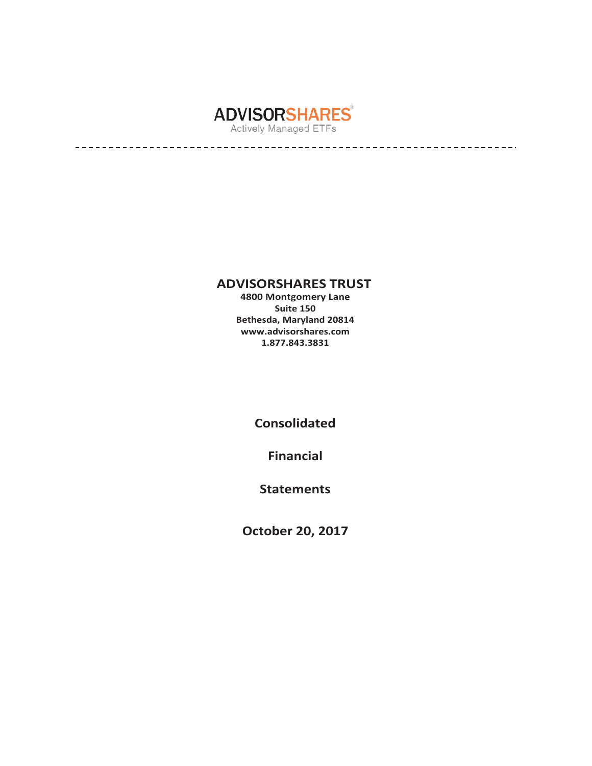**ADVISORSHARES**
Actively Managed ETFs

---

# ADVISORSHARES TRUST

**4800 Montgomery Lane**
**Suite 150**
**Bethesda, Maryland 20814**
**www.advisorshares.com**
**1.877.843.3831**

## Consolidated

## Financial

## Statements

## October 20, 2017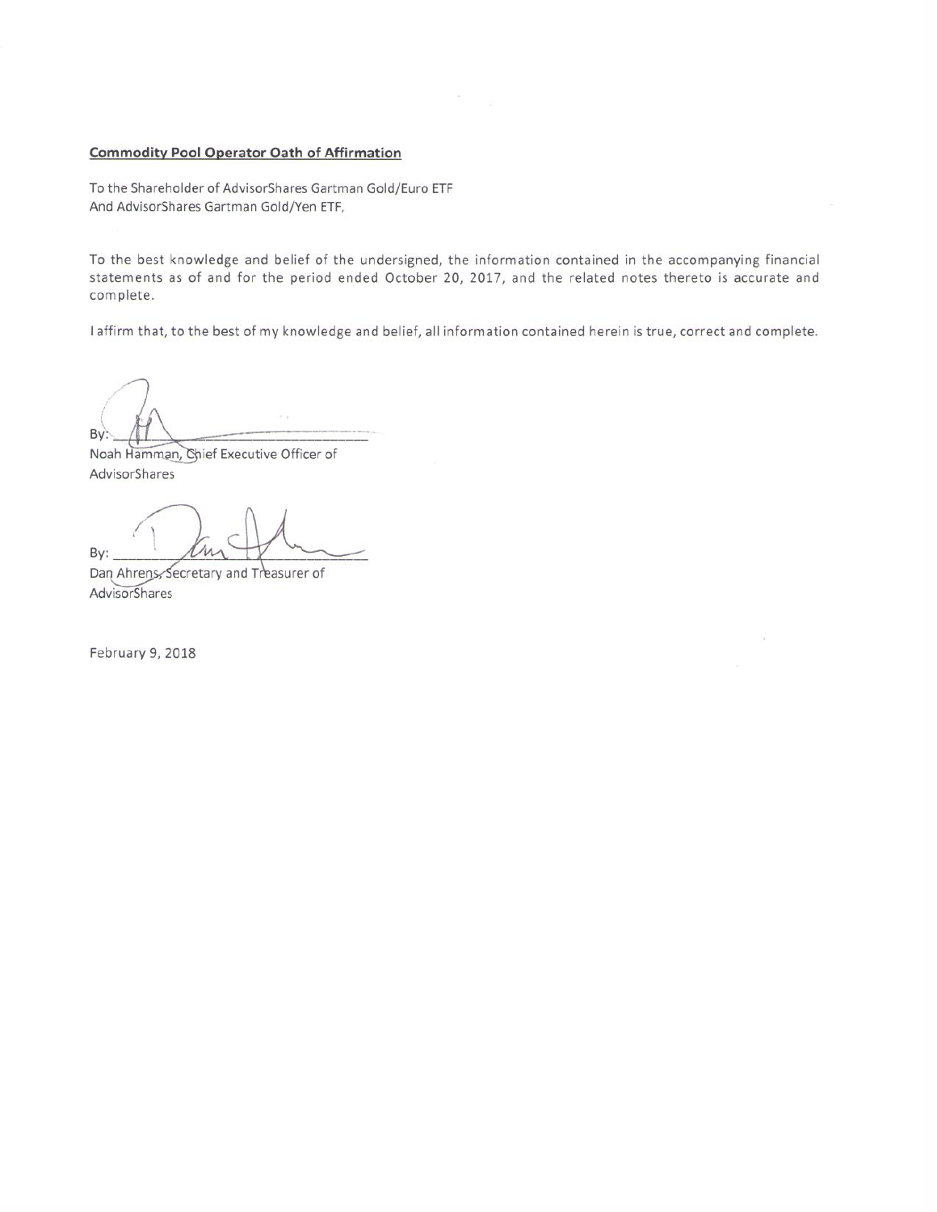**Commodity Pool Operator Oath of Affirmation**

To the Shareholder of AdvisorShares Gartman Gold/Euro ETF
And AdvisorShares Gartman Gold/Yen ETF,

To the best knowledge and belief of the undersigned, the information contained in the accompanying financial statements as of and for the period ended October 20, 2017, and the related notes thereto is accurate and complete.

I affirm that, to the best of my knowledge and belief, all information contained herein is true, correct and complete.

By: ______________________
Noah Hamman, Chief Executive Officer of AdvisorShares

By: ______________________
Dan Ahrens, Secretary and Treasurer of AdvisorShares

February 9, 2018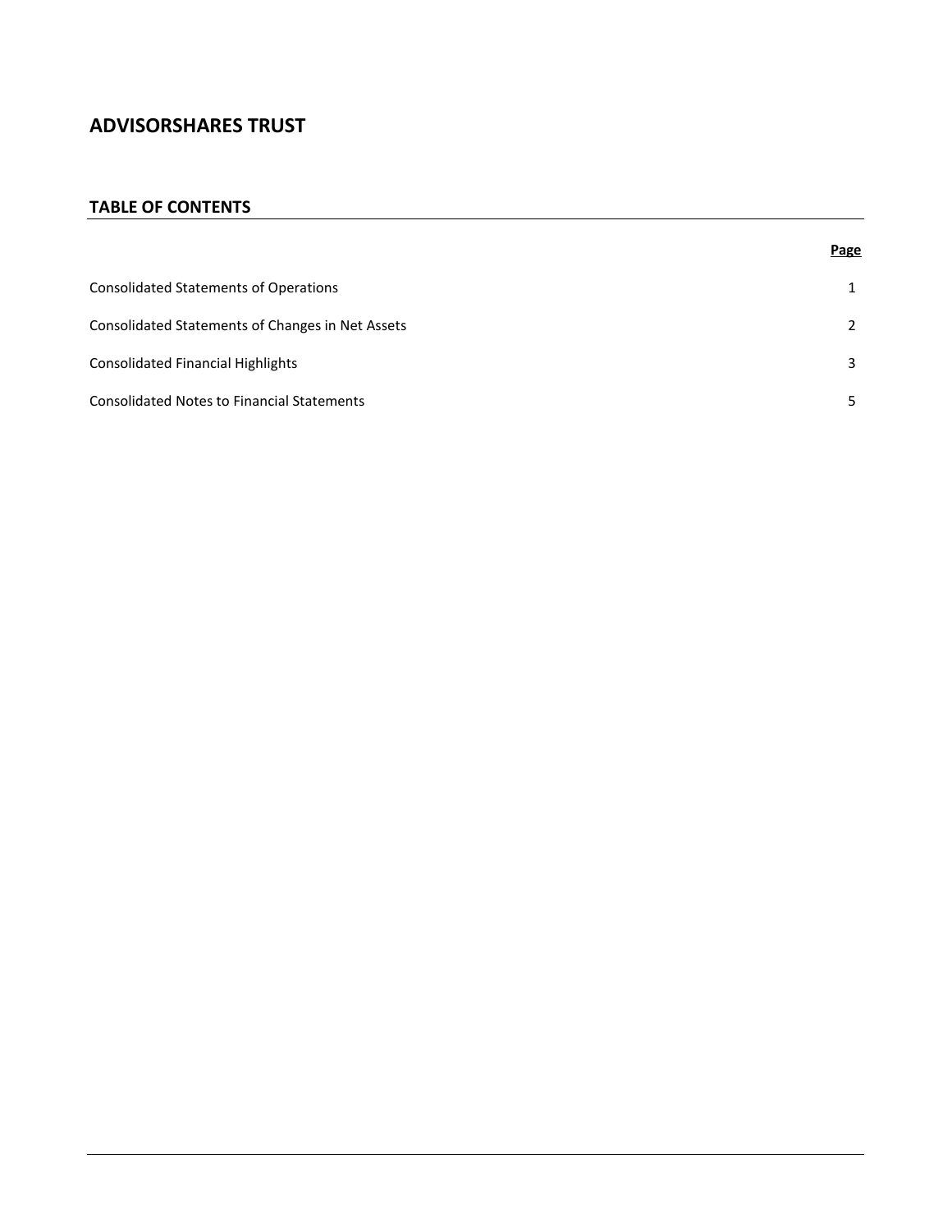# ADVISORSHARES TRUST

## TABLE OF CONTENTS

| | Page |
|---|---|
| Consolidated Statements of Operations | 1 |
| Consolidated Statements of Changes in Net Assets | 2 |
| Consolidated Financial Highlights | 3 |
| Consolidated Notes to Financial Statements | 5 |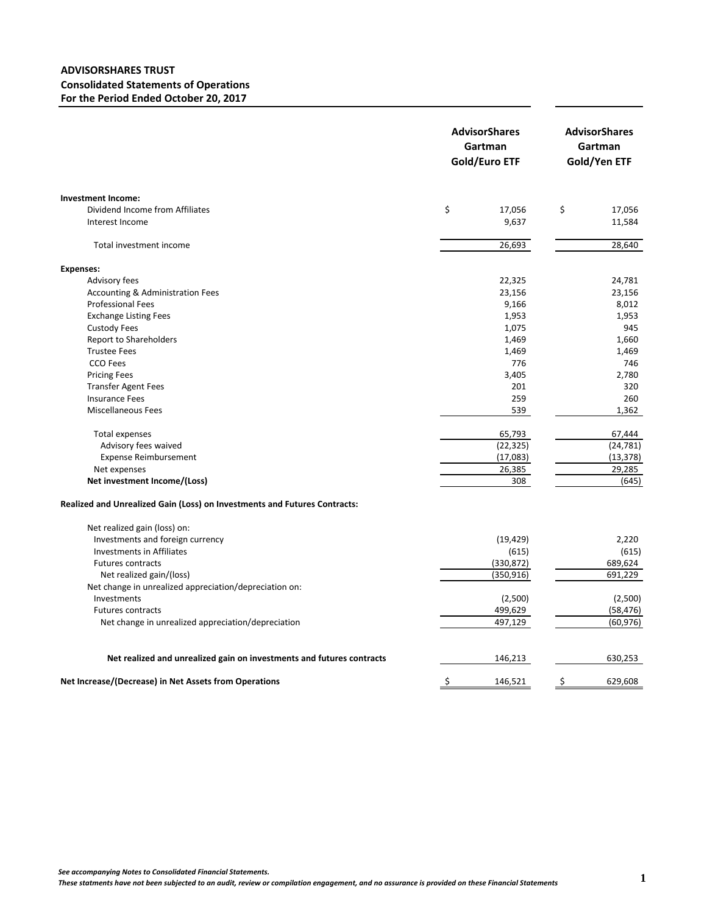**ADVISORSHARES TRUST**
**Consolidated Statements of Operations**
**For the Period Ended October 20, 2017**

| | AdvisorShares Gartman Gold/Euro ETF | AdvisorShares Gartman Gold/Yen ETF |
|---|---|---|
| **Investment Income:** | | |
| Dividend Income from Affiliates | $ 17,056 | $ 17,056 |
| Interest Income | 9,637 | 11,584 |
| Total investment income | 26,693 | 28,640 |
| **Expenses:** | | |
| Advisory fees | 22,325 | 24,781 |
| Accounting & Administration Fees | 23,156 | 23,156 |
| Professional Fees | 9,166 | 8,012 |
| Exchange Listing Fees | 1,953 | 1,953 |
| Custody Fees | 1,075 | 945 |
| Report to Shareholders | 1,469 | 1,660 |
| Trustee Fees | 1,469 | 1,469 |
| CCO Fees | 776 | 746 |
| Pricing Fees | 3,405 | 2,780 |
| Transfer Agent Fees | 201 | 320 |
| Insurance Fees | 259 | 260 |
| Miscellaneous Fees | 539 | 1,362 |
| Total expenses | 65,793 | 67,444 |
| Advisory fees waived | (22,325) | (24,781) |
| Expense Reimbursement | (17,083) | (13,378) |
| Net expenses | 26,385 | 29,285 |
| **Net investment Income/(Loss)** | 308 | (645) |
| **Realized and Unrealized Gain (Loss) on Investments and Futures Contracts:** | | |
| Net realized gain (loss) on: | | |
| Investments and foreign currency | (19,429) | 2,220 |
| Investments in Affiliates | (615) | (615) |
| Futures contracts | (330,872) | 689,624 |
| Net realized gain/(loss) | (350,916) | 691,229 |
| Net change in unrealized appreciation/depreciation on: | | |
| Investments | (2,500) | (2,500) |
| Futures contracts | 499,629 | (58,476) |
| Net change in unrealized appreciation/depreciation | 497,129 | (60,976) |
| **Net realized and unrealized gain on investments and futures contracts** | 146,213 | 630,253 |
| **Net Increase/(Decrease) in Net Assets from Operations** | $ 146,521 | $ 629,608 |

*See accompanying Notes to Consolidated Financial Statements.*
*These statments have not been subjected to an audit, review or compilation engagement, and no assurance is provided on these Financial Statements*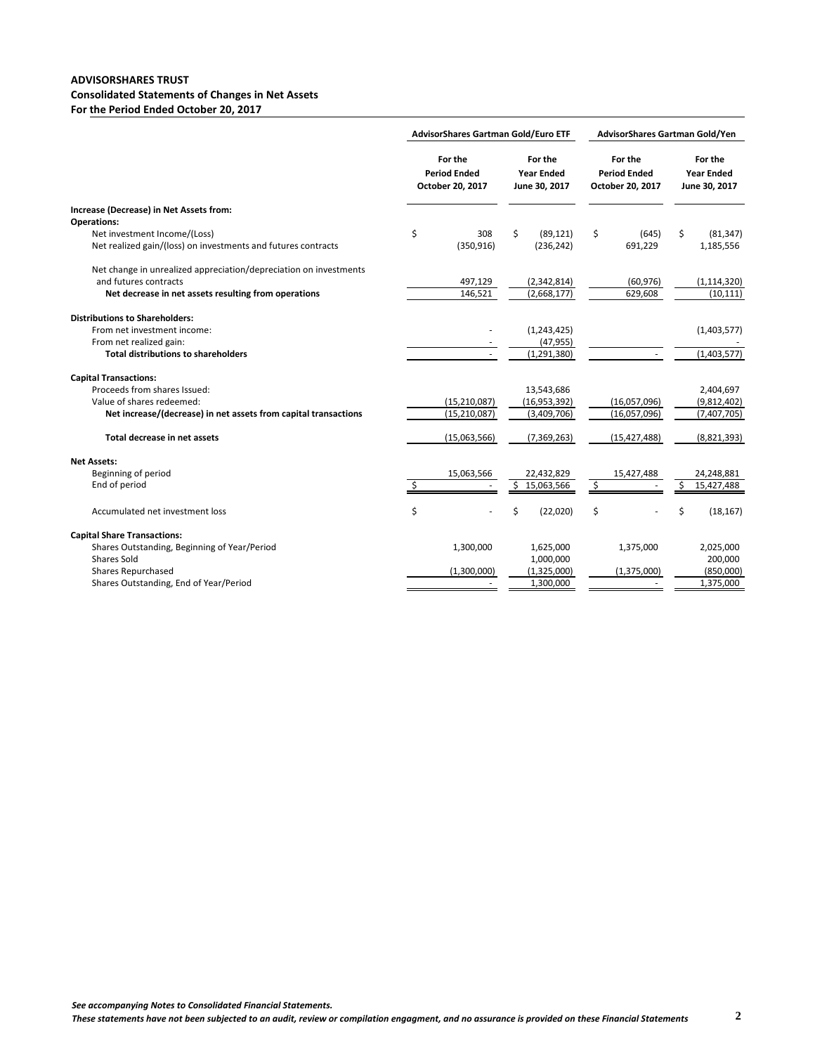**ADVISORSHARES TRUST**
**Consolidated Statements of Changes in Net Assets**
**For the Period Ended October 20, 2017**

| | AdvisorShares Gartman Gold/Euro ETF | | AdvisorShares Gartman Gold/Yen | |
|---|---|---|---|---|
| | For the Period Ended October 20, 2017 | For the Year Ended June 30, 2017 | For the Period Ended October 20, 2017 | For the Year Ended June 30, 2017 |
| **Increase (Decrease) in Net Assets from:** | | | | |
| **Operations:** | | | | |
| Net investment Income/(Loss) | $ 308 | $ (89,121) | $ (645) | $ (81,347) |
| Net realized gain/(loss) on investments and futures contracts | (350,916) | (236,242) | 691,229 | 1,185,556 |
| Net change in unrealized appreciation/depreciation on investments and futures contracts | 497,129 | (2,342,814) | (60,976) | (1,114,320) |
| **Net decrease in net assets resulting from operations** | 146,521 | (2,668,177) | 629,608 | (10,111) |
| **Distributions to Shareholders:** | | | | |
| From net investment income: | - | (1,243,425) | | (1,403,577) |
| From net realized gain: | - | (47,955) | | - |
| **Total distributions to shareholders** | - | (1,291,380) | - | (1,403,577) |
| **Capital Transactions:** | | | | |
| Proceeds from shares Issued: | | 13,543,686 | | 2,404,697 |
| Value of shares redeemed: | (15,210,087) | (16,953,392) | (16,057,096) | (9,812,402) |
| **Net increase/(decrease) in net assets from capital transactions** | (15,210,087) | (3,409,706) | (16,057,096) | (7,407,705) |
| **Total decrease in net assets** | (15,063,566) | (7,369,263) | (15,427,488) | (8,821,393) |
| **Net Assets:** | | | | |
| Beginning of period | 15,063,566 | 22,432,829 | 15,427,488 | 24,248,881 |
| End of period | $ - | $ 15,063,566 | $ - | $ 15,427,488 |
| Accumulated net investment loss | $ - | $ (22,020) | $ - | $ (18,167) |
| **Capital Share Transactions:** | | | | |
| Shares Outstanding, Beginning of Year/Period | 1,300,000 | 1,625,000 | 1,375,000 | 2,025,000 |
| Shares Sold | | 1,000,000 | | 200,000 |
| Shares Repurchased | (1,300,000) | (1,325,000) | (1,375,000) | (850,000) |
| Shares Outstanding, End of Year/Period | - | 1,300,000 | - | 1,375,000 |

*See accompanying Notes to Consolidated Financial Statements.*
*These statements have not been subjected to an audit, review or compilation engagment, and no assurance is provided on these Financial Statements*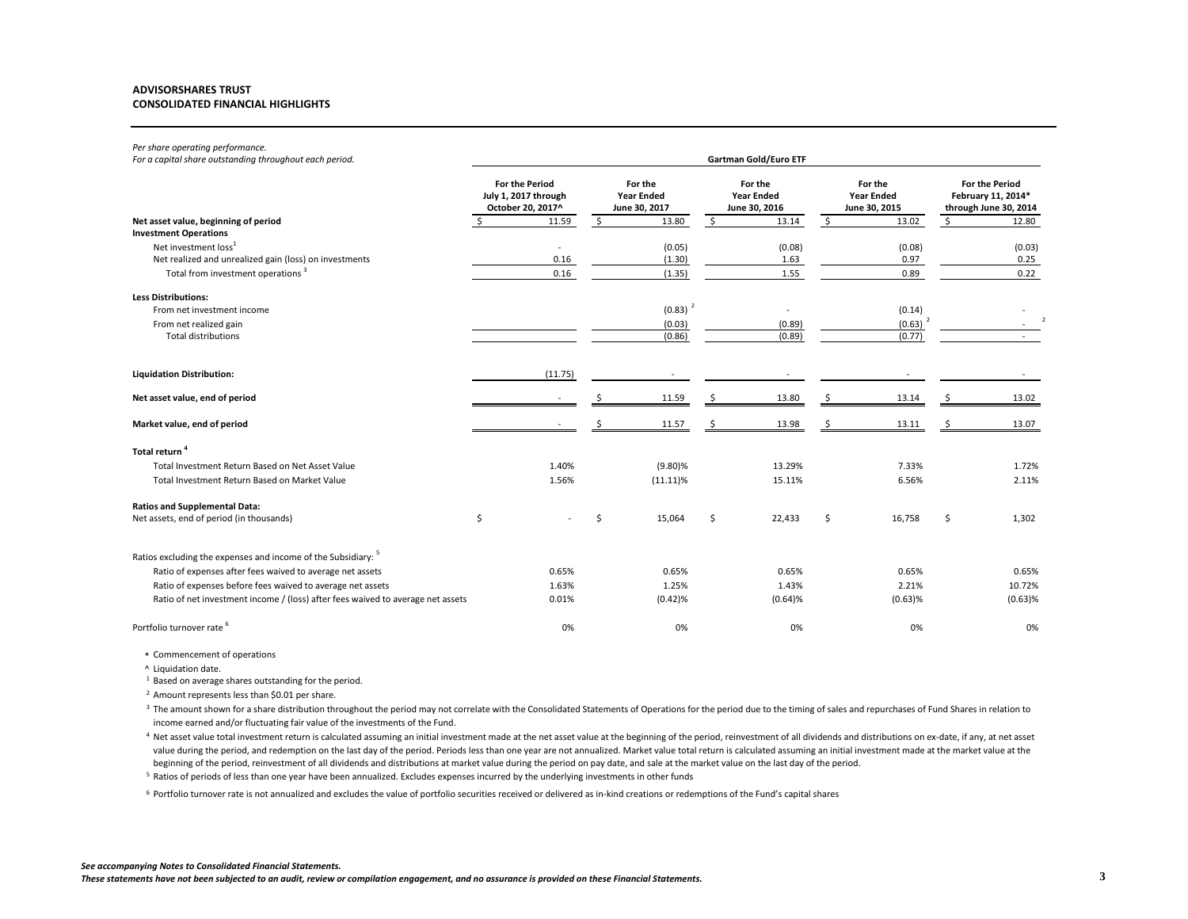**ADVISORSHARES TRUST**
**CONSOLIDATED FINANCIAL HIGHLIGHTS**

*Per share operating performance.*
*For a capital share outstanding throughout each period.*

| | Gartman Gold/Euro ETF | | | | |
|---|---|---|---|---|---|
| | For the Period July 1, 2017 through October 20, 2017^ | For the Year Ended June 30, 2017 | For the Year Ended June 30, 2016 | For the Year Ended June 30, 2015 | For the Period February 11, 2014* through June 30, 2014 |
| **Net asset value, beginning of period** | $ 11.59 | $ 13.80 | $ 13.14 | $ 13.02 | $ 12.80 |
| **Investment Operations** | | | | | |
| Net investment loss[1] | - | (0.05) | (0.08) | (0.08) | (0.03) |
| Net realized and unrealized gain (loss) on investments | 0.16 | (1.30) | 1.63 | 0.97 | 0.25 |
| Total from investment operations[3] | 0.16 | (1.35) | 1.55 | 0.89 | 0.22 |
| **Less Distributions:** | | | | | |
| From net investment income | | (0.83)[2] | - | (0.14) | - |
| From net realized gain | | (0.03) | (0.89) | (0.63)[2] | -[2] |
| Total distributions | | (0.86) | (0.89) | (0.77) | - |
| **Liquidation Distribution:** | (11.75) | - | - | - | - |
| **Net asset value, end of period** | - | $ 11.59 | $ 13.80 | $ 13.14 | $ 13.02 |
| **Market value, end of period** | - | $ 11.57 | $ 13.98 | $ 13.11 | $ 13.07 |
| **Total return**[4] | | | | | |
| Total Investment Return Based on Net Asset Value | 1.40% | (9.80)% | 13.29% | 7.33% | 1.72% |
| Total Investment Return Based on Market Value | 1.56% | (11.11)% | 15.11% | 6.56% | 2.11% |
| **Ratios and Supplemental Data:** | | | | | |
| Net assets, end of period (in thousands) | $ - | $ 15,064 | $ 22,433 | $ 16,758 | $ 1,302 |
| Ratios excluding the expenses and income of the Subsidiary:[5] | | | | | |
| Ratio of expenses after fees waived to average net assets | 0.65% | 0.65% | 0.65% | 0.65% | 0.65% |
| Ratio of expenses before fees waived to average net assets | 1.63% | 1.25% | 1.43% | 2.21% | 10.72% |
| Ratio of net investment income / (loss) after fees waived to average net assets | 0.01% | (0.42)% | (0.64)% | (0.63)% | (0.63)% |
| Portfolio turnover rate[6] | 0% | 0% | 0% | 0% | 0% |

\* Commencement of operations

^ Liquidation date.

[1] Based on average shares outstanding for the period.

[2] Amount represents less than $0.01 per share.

[3] The amount shown for a share distribution throughout the period may not correlate with the Consolidated Statements of Operations for the period due to the timing of sales and repurchases of Fund Shares in relation to income earned and/or fluctuating fair value of the investments of the Fund.

[4] Net asset value total investment return is calculated assuming an initial investment made at the net asset value at the beginning of the period, reinvestment of all dividends and distributions on ex-date, if any, at net asset value during the period, and redemption on the last day of the period. Periods less than one year are not annualized. Market value total return is calculated assuming an initial investment made at the market value at the beginning of the period, reinvestment of all dividends and distributions at market value during the period on pay date, and sale at the market value on the last day of the period.

[5] Ratios of periods of less than one year have been annualized. Excludes expenses incurred by the underlying investments in other funds

[6] Portfolio turnover rate is not annualized and excludes the value of portfolio securities received or delivered as in-kind creations or redemptions of the Fund's capital shares

***See accompanying Notes to Consolidated Financial Statements.***
***These statements have not been subjected to an audit, review or compilation engagement, and no assurance is provided on these Financial Statements.***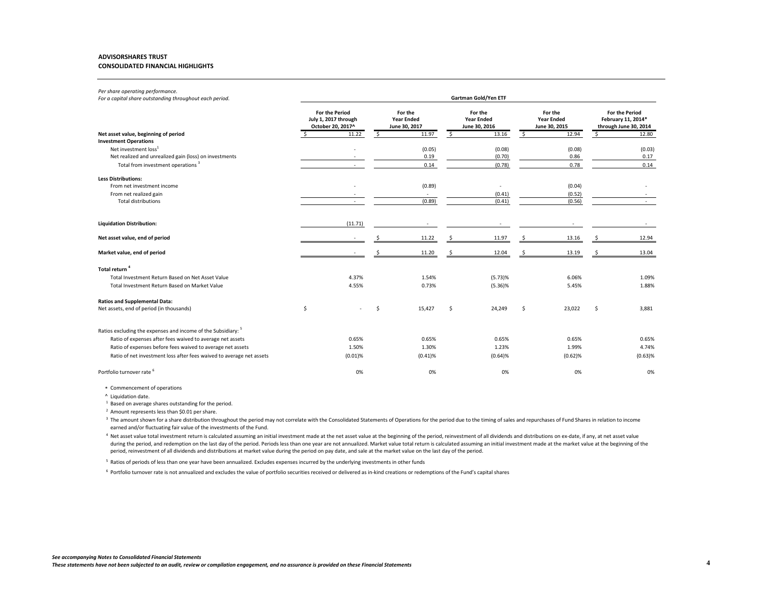**ADVISORSHARES TRUST**
**CONSOLIDATED FINANCIAL HIGHLIGHTS**

*Per share operating performance.*
*For a capital share outstanding throughout each period.*

| | Gartman Gold/Yen ETF | | | | |
|---|---|---|---|---|---|
| | For the Period July 1, 2017 through October 20, 2017^ | For the Year Ended June 30, 2017 | For the Year Ended June 30, 2016 | For the Year Ended June 30, 2015 | For the Period February 11, 2014* through June 30, 2014 |
| **Net asset value, beginning of period** | $ 11.22 | $ 11.97 | $ 13.16 | $ 12.94 | $ 12.80 |
| **Investment Operations** | | | | | |
| Net investment loss[1] | - | (0.05) | (0.08) | (0.08) | (0.03) |
| Net realized and unrealized gain (loss) on investments | - | 0.19 | (0.70) | 0.86 | 0.17 |
| Total from investment operations[3] | - | 0.14 | (0.78) | 0.78 | 0.14 |
| **Less Distributions:** | | | | | |
| From net investment income | - | (0.89) | - | (0.04) | - |
| From net realized gain | - | - | (0.41) | (0.52) | - |
| Total distributions | - | (0.89) | (0.41) | (0.56) | - |
| **Liquidation Distribution:** | (11.71) | - | - | - | - |
| **Net asset value, end of period** | - | $ 11.22 | $ 11.97 | $ 13.16 | $ 12.94 |
| **Market value, end of period** | - | $ 11.20 | $ 12.04 | $ 13.19 | $ 13.04 |
| **Total return**[4] | | | | | |
| Total Investment Return Based on Net Asset Value | 4.37% | 1.54% | (5.73)% | 6.06% | 1.09% |
| Total Investment Return Based on Market Value | 4.55% | 0.73% | (5.36)% | 5.45% | 1.88% |
| **Ratios and Supplemental Data:** | | | | | |
| Net assets, end of period (in thousands) | $ - | $ 15,427 | $ 24,249 | $ 23,022 | $ 3,881 |
| Ratios excluding the expenses and income of the Subsidiary:[5] | | | | | |
| Ratio of expenses after fees waived to average net assets | 0.65% | 0.65% | 0.65% | 0.65% | 0.65% |
| Ratio of expenses before fees waived to average net assets | 1.50% | 1.30% | 1.23% | 1.99% | 4.74% |
| Ratio of net investment loss after fees waived to average net assets | (0.01)% | (0.41)% | (0.64)% | (0.62)% | (0.63)% |
| Portfolio turnover rate[6] | 0% | 0% | 0% | 0% | 0% |

\* Commencement of operations

^ Liquidation date.

[1] Based on average shares outstanding for the period.

[2] Amount represents less than $0.01 per share.

[3] The amount shown for a share distribution throughout the period may not correlate with the Consolidated Statements of Operations for the period due to the timing of sales and repurchases of Fund Shares in relation to income earned and/or fluctuating fair value of the investments of the Fund.

[4] Net asset value total investment return is calculated assuming an initial investment made at the net asset value at the beginning of the period, reinvestment of all dividends and distributions on ex-date, if any, at net asset value during the period, and redemption on the last day of the period. Periods less than one year are not annualized. Market value total return is calculated assuming an initial investment made at the market value at the beginning of the period, reinvestment of all dividends and distributions at market value during the period on pay date, and sale at the market value on the last day of the period.

[5] Ratios of periods of less than one year have been annualized. Excludes expenses incurred by the underlying investments in other funds

[6] Portfolio turnover rate is not annualized and excludes the value of portfolio securities received or delivered as in-kind creations or redemptions of the Fund's capital shares

*See accompanying Notes to Consolidated Financial Statements*
*These statements have not been subjected to an audit, review or compilation engagement, and no assurance is provided on these Financial Statements*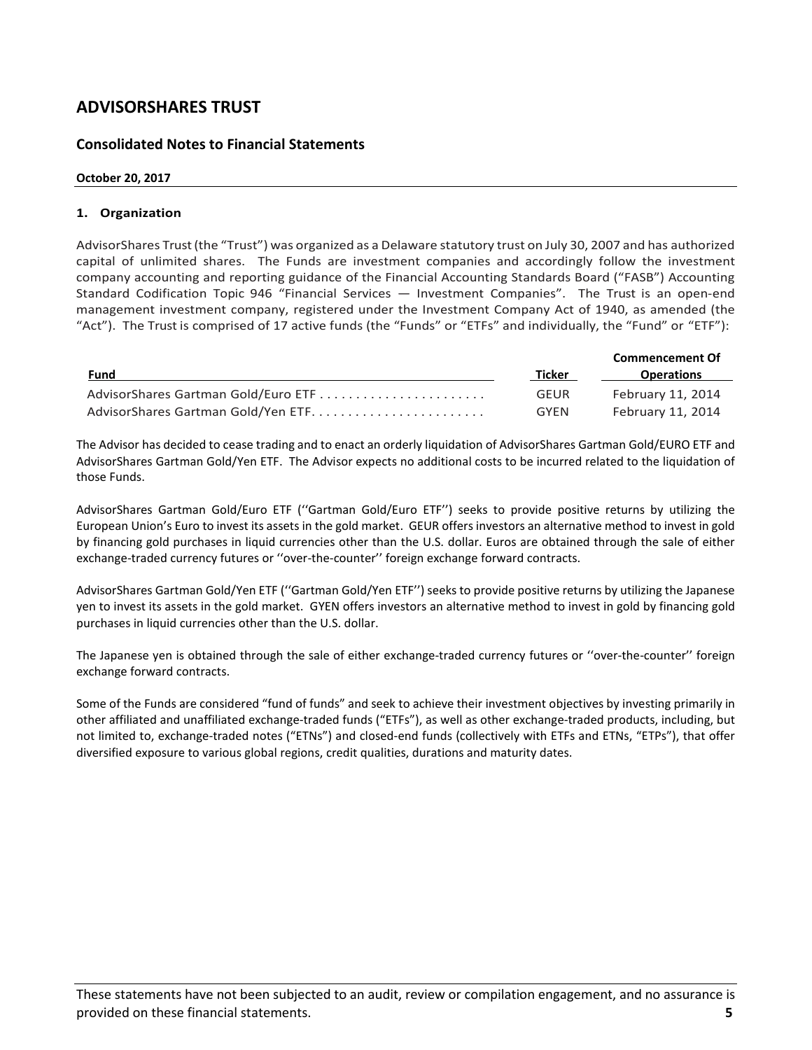# ADVISORSHARES TRUST

## Consolidated Notes to Financial Statements

**October 20, 2017**

### 1. Organization

AdvisorShares Trust (the "Trust") was organized as a Delaware statutory trust on July 30, 2007 and has authorized capital of unlimited shares. The Funds are investment companies and accordingly follow the investment company accounting and reporting guidance of the Financial Accounting Standards Board ("FASB") Accounting Standard Codification Topic 946 "Financial Services — Investment Companies". The Trust is an open-end management investment company, registered under the Investment Company Act of 1940, as amended (the "Act"). The Trust is comprised of 17 active funds (the "Funds" or "ETFs" and individually, the "Fund" or "ETF"):

| Fund | Ticker | Commencement Of Operations |
|---|---|---|
| AdvisorShares Gartman Gold/Euro ETF | GEUR | February 11, 2014 |
| AdvisorShares Gartman Gold/Yen ETF | GYEN | February 11, 2014 |

The Advisor has decided to cease trading and to enact an orderly liquidation of AdvisorShares Gartman Gold/EURO ETF and AdvisorShares Gartman Gold/Yen ETF. The Advisor expects no additional costs to be incurred related to the liquidation of those Funds.

AdvisorShares Gartman Gold/Euro ETF (''Gartman Gold/Euro ETF'') seeks to provide positive returns by utilizing the European Union's Euro to invest its assets in the gold market. GEUR offers investors an alternative method to invest in gold by financing gold purchases in liquid currencies other than the U.S. dollar. Euros are obtained through the sale of either exchange-traded currency futures or ''over-the-counter'' foreign exchange forward contracts.

AdvisorShares Gartman Gold/Yen ETF (''Gartman Gold/Yen ETF'') seeks to provide positive returns by utilizing the Japanese yen to invest its assets in the gold market. GYEN offers investors an alternative method to invest in gold by financing gold purchases in liquid currencies other than the U.S. dollar.

The Japanese yen is obtained through the sale of either exchange-traded currency futures or ''over-the-counter'' foreign exchange forward contracts.

Some of the Funds are considered "fund of funds" and seek to achieve their investment objectives by investing primarily in other affiliated and unaffiliated exchange-traded funds ("ETFs"), as well as other exchange-traded products, including, but not limited to, exchange-traded notes ("ETNs") and closed-end funds (collectively with ETFs and ETNs, "ETPs"), that offer diversified exposure to various global regions, credit qualities, durations and maturity dates.

These statements have not been subjected to an audit, review or compilation engagement, and no assurance is provided on these financial statements.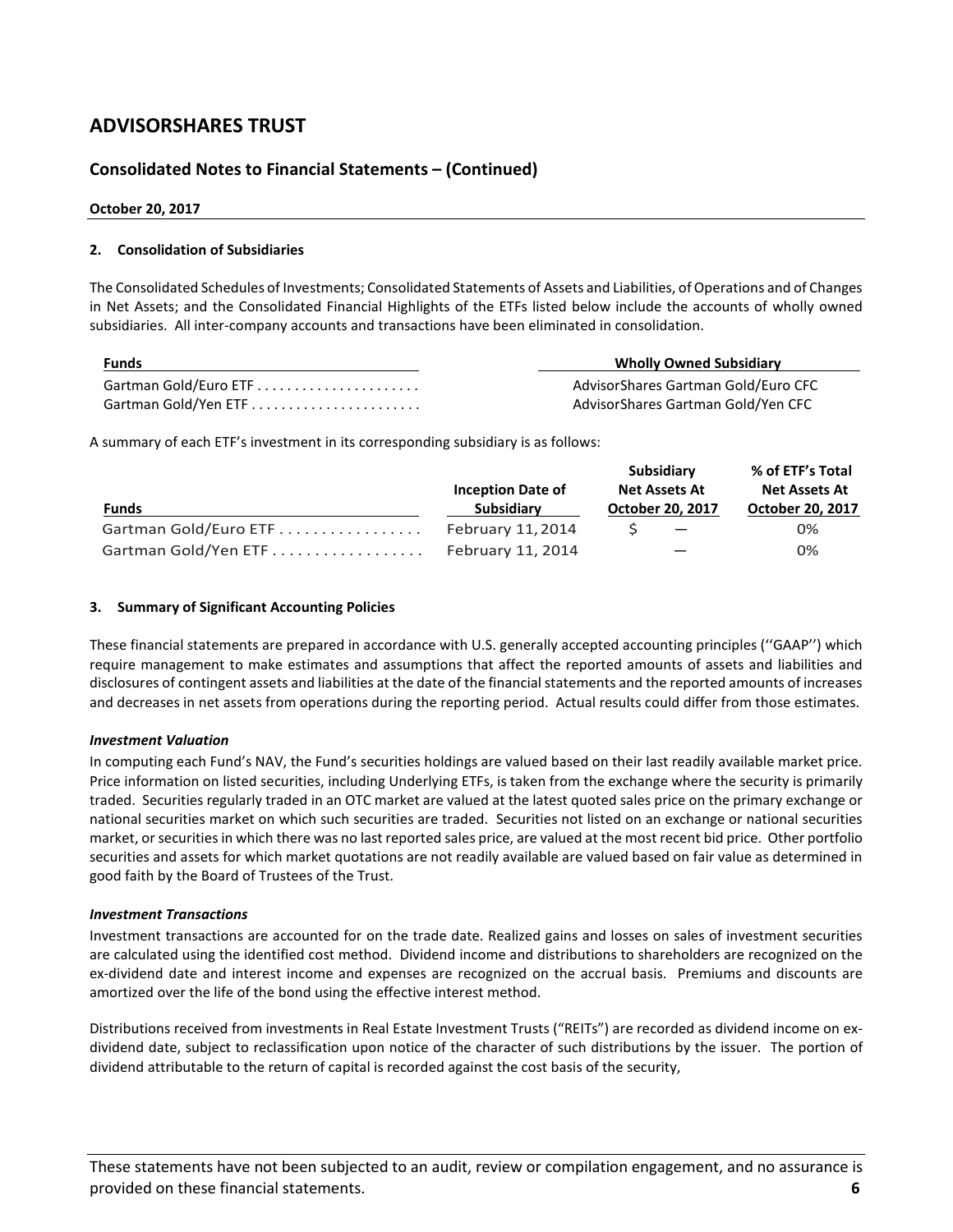# ADVISORSHARES TRUST

## Consolidated Notes to Financial Statements – (Continued)

**October 20, 2017**

### 2. Consolidation of Subsidiaries

The Consolidated Schedules of Investments; Consolidated Statements of Assets and Liabilities, of Operations and of Changes in Net Assets; and the Consolidated Financial Highlights of the ETFs listed below include the accounts of wholly owned subsidiaries. All inter-company accounts and transactions have been eliminated in consolidation.

| Funds | Wholly Owned Subsidiary |
|---|---|
| Gartman Gold/Euro ETF | AdvisorShares Gartman Gold/Euro CFC |
| Gartman Gold/Yen ETF | AdvisorShares Gartman Gold/Yen CFC |

A summary of each ETF's investment in its corresponding subsidiary is as follows:

| Funds | Inception Date of Subsidiary | Subsidiary Net Assets At October 20, 2017 | % of ETF's Total Net Assets At October 20, 2017 |
|---|---|---|---|
| Gartman Gold/Euro ETF | February 11, 2014 | $ — | 0% |
| Gartman Gold/Yen ETF | February 11, 2014 | — | 0% |

### 3. Summary of Significant Accounting Policies

These financial statements are prepared in accordance with U.S. generally accepted accounting principles (''GAAP'') which require management to make estimates and assumptions that affect the reported amounts of assets and liabilities and disclosures of contingent assets and liabilities at the date of the financial statements and the reported amounts of increases and decreases in net assets from operations during the reporting period. Actual results could differ from those estimates.

***Investment Valuation***

In computing each Fund's NAV, the Fund's securities holdings are valued based on their last readily available market price. Price information on listed securities, including Underlying ETFs, is taken from the exchange where the security is primarily traded. Securities regularly traded in an OTC market are valued at the latest quoted sales price on the primary exchange or national securities market on which such securities are traded. Securities not listed on an exchange or national securities market, or securities in which there was no last reported sales price, are valued at the most recent bid price. Other portfolio securities and assets for which market quotations are not readily available are valued based on fair value as determined in good faith by the Board of Trustees of the Trust.

***Investment Transactions***

Investment transactions are accounted for on the trade date. Realized gains and losses on sales of investment securities are calculated using the identified cost method. Dividend income and distributions to shareholders are recognized on the ex-dividend date and interest income and expenses are recognized on the accrual basis. Premiums and discounts are amortized over the life of the bond using the effective interest method.

Distributions received from investments in Real Estate Investment Trusts ("REITs") are recorded as dividend income on ex-dividend date, subject to reclassification upon notice of the character of such distributions by the issuer. The portion of dividend attributable to the return of capital is recorded against the cost basis of the security,

These statements have not been subjected to an audit, review or compilation engagement, and no assurance is provided on these financial statements.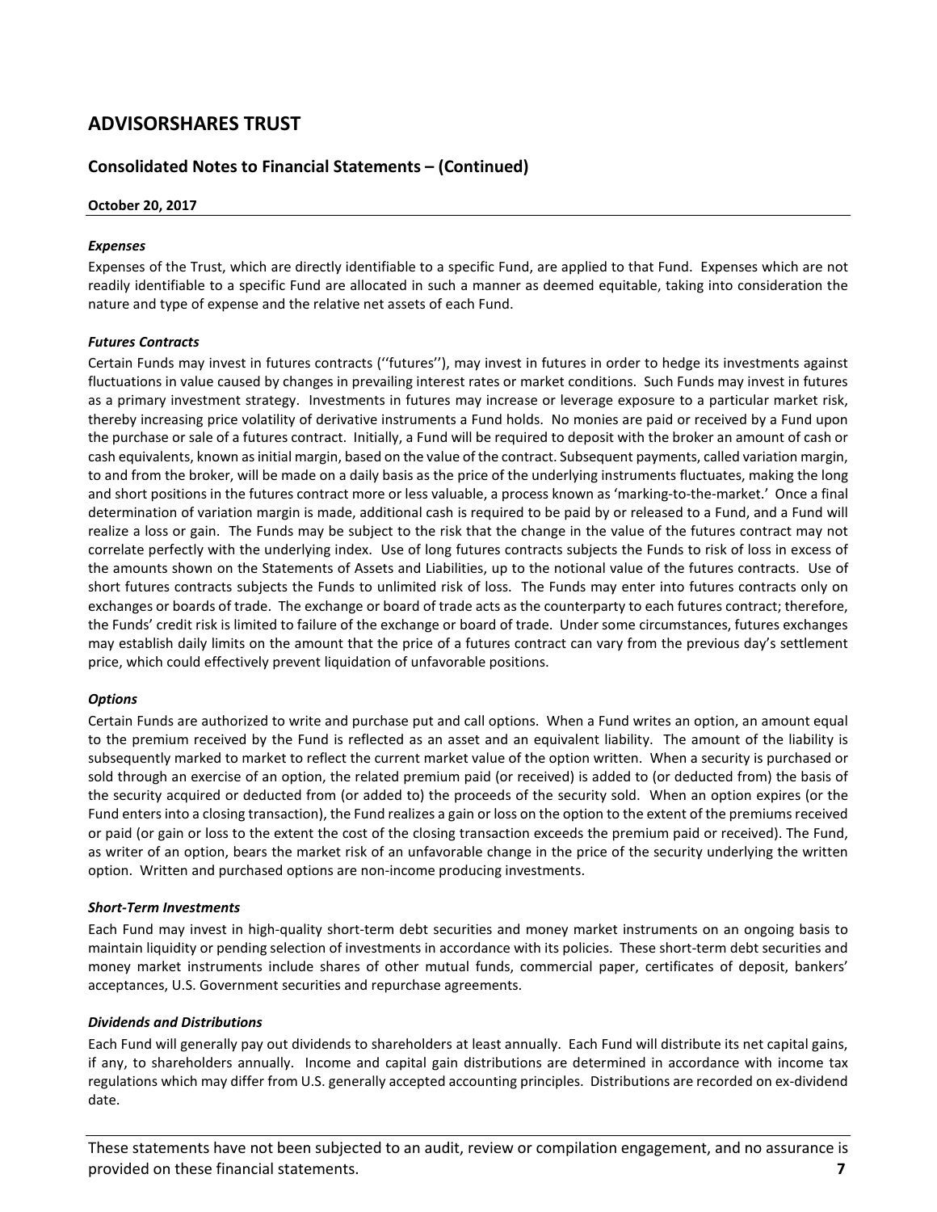# ADVISORSHARES TRUST

## Consolidated Notes to Financial Statements – (Continued)

**October 20, 2017**

***Expenses***

Expenses of the Trust, which are directly identifiable to a specific Fund, are applied to that Fund. Expenses which are not readily identifiable to a specific Fund are allocated in such a manner as deemed equitable, taking into consideration the nature and type of expense and the relative net assets of each Fund.

***Futures Contracts***

Certain Funds may invest in futures contracts (''futures''), may invest in futures in order to hedge its investments against fluctuations in value caused by changes in prevailing interest rates or market conditions. Such Funds may invest in futures as a primary investment strategy. Investments in futures may increase or leverage exposure to a particular market risk, thereby increasing price volatility of derivative instruments a Fund holds. No monies are paid or received by a Fund upon the purchase or sale of a futures contract. Initially, a Fund will be required to deposit with the broker an amount of cash or cash equivalents, known as initial margin, based on the value of the contract. Subsequent payments, called variation margin, to and from the broker, will be made on a daily basis as the price of the underlying instruments fluctuates, making the long and short positions in the futures contract more or less valuable, a process known as 'marking-to-the-market.' Once a final determination of variation margin is made, additional cash is required to be paid by or released to a Fund, and a Fund will realize a loss or gain. The Funds may be subject to the risk that the change in the value of the futures contract may not correlate perfectly with the underlying index. Use of long futures contracts subjects the Funds to risk of loss in excess of the amounts shown on the Statements of Assets and Liabilities, up to the notional value of the futures contracts. Use of short futures contracts subjects the Funds to unlimited risk of loss. The Funds may enter into futures contracts only on exchanges or boards of trade. The exchange or board of trade acts as the counterparty to each futures contract; therefore, the Funds' credit risk is limited to failure of the exchange or board of trade. Under some circumstances, futures exchanges may establish daily limits on the amount that the price of a futures contract can vary from the previous day's settlement price, which could effectively prevent liquidation of unfavorable positions.

***Options***

Certain Funds are authorized to write and purchase put and call options. When a Fund writes an option, an amount equal to the premium received by the Fund is reflected as an asset and an equivalent liability. The amount of the liability is subsequently marked to market to reflect the current market value of the option written. When a security is purchased or sold through an exercise of an option, the related premium paid (or received) is added to (or deducted from) the basis of the security acquired or deducted from (or added to) the proceeds of the security sold. When an option expires (or the Fund enters into a closing transaction), the Fund realizes a gain or loss on the option to the extent of the premiums received or paid (or gain or loss to the extent the cost of the closing transaction exceeds the premium paid or received). The Fund, as writer of an option, bears the market risk of an unfavorable change in the price of the security underlying the written option. Written and purchased options are non-income producing investments.

***Short-Term Investments***

Each Fund may invest in high-quality short-term debt securities and money market instruments on an ongoing basis to maintain liquidity or pending selection of investments in accordance with its policies. These short-term debt securities and money market instruments include shares of other mutual funds, commercial paper, certificates of deposit, bankers' acceptances, U.S. Government securities and repurchase agreements.

***Dividends and Distributions***

Each Fund will generally pay out dividends to shareholders at least annually. Each Fund will distribute its net capital gains, if any, to shareholders annually. Income and capital gain distributions are determined in accordance with income tax regulations which may differ from U.S. generally accepted accounting principles. Distributions are recorded on ex-dividend date.

These statements have not been subjected to an audit, review or compilation engagement, and no assurance is provided on these financial statements.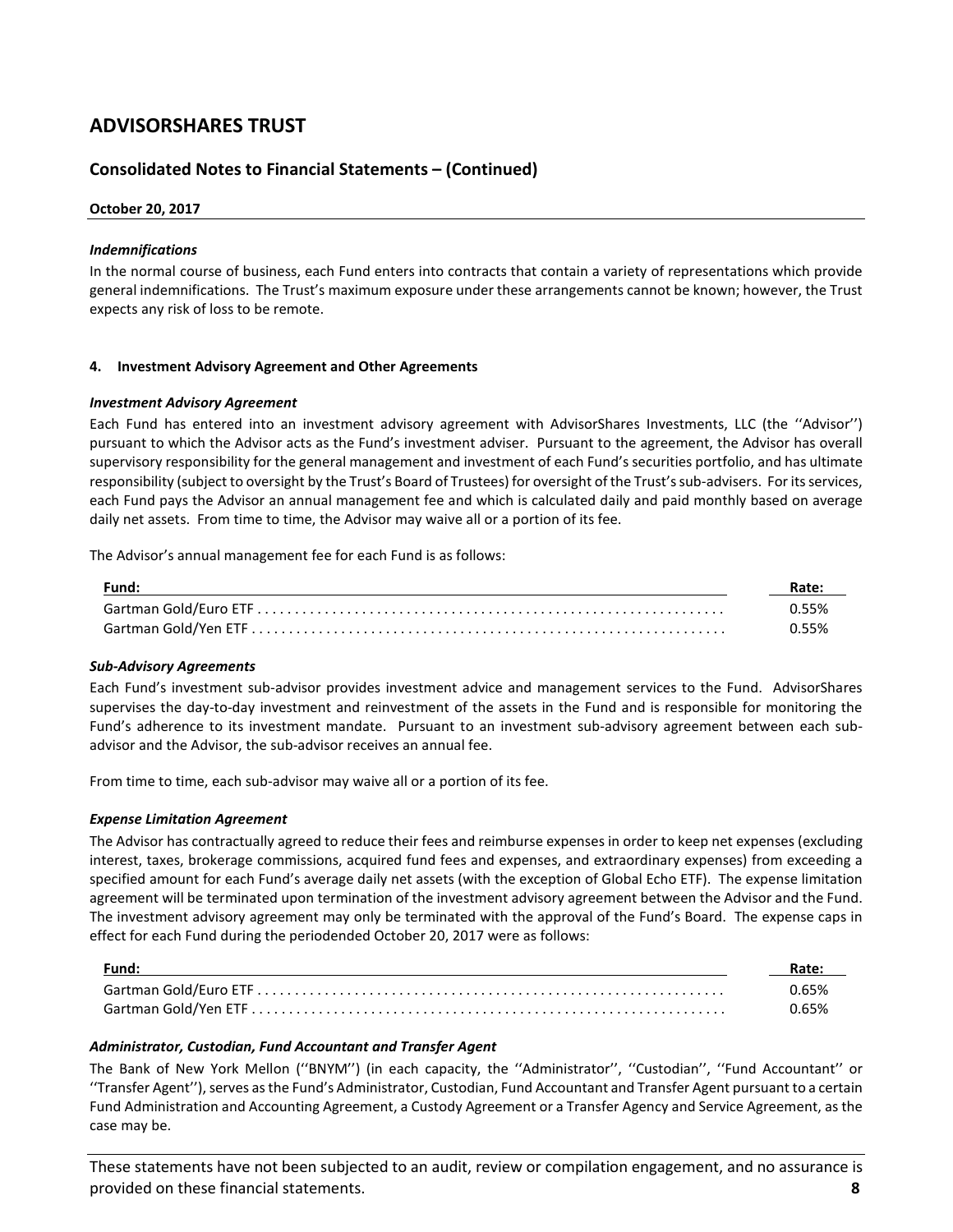# ADVISORSHARES TRUST

## Consolidated Notes to Financial Statements – (Continued)

**October 20, 2017**

***Indemnifications***

In the normal course of business, each Fund enters into contracts that contain a variety of representations which provide general indemnifications. The Trust's maximum exposure under these arrangements cannot be known; however, the Trust expects any risk of loss to be remote.

**4. Investment Advisory Agreement and Other Agreements**

***Investment Advisory Agreement***

Each Fund has entered into an investment advisory agreement with AdvisorShares Investments, LLC (the ''Advisor'') pursuant to which the Advisor acts as the Fund's investment adviser. Pursuant to the agreement, the Advisor has overall supervisory responsibility for the general management and investment of each Fund's securities portfolio, and has ultimate responsibility (subject to oversight by the Trust's Board of Trustees) for oversight of the Trust's sub-advisers. For its services, each Fund pays the Advisor an annual management fee and which is calculated daily and paid monthly based on average daily net assets. From time to time, the Advisor may waive all or a portion of its fee.

The Advisor's annual management fee for each Fund is as follows:

| Fund: | Rate: |
|---|---|
| Gartman Gold/Euro ETF | 0.55% |
| Gartman Gold/Yen ETF | 0.55% |

***Sub-Advisory Agreements***

Each Fund's investment sub-advisor provides investment advice and management services to the Fund. AdvisorShares supervises the day-to-day investment and reinvestment of the assets in the Fund and is responsible for monitoring the Fund's adherence to its investment mandate. Pursuant to an investment sub-advisory agreement between each sub-advisor and the Advisor, the sub-advisor receives an annual fee.

From time to time, each sub-advisor may waive all or a portion of its fee.

***Expense Limitation Agreement***

The Advisor has contractually agreed to reduce their fees and reimburse expenses in order to keep net expenses (excluding interest, taxes, brokerage commissions, acquired fund fees and expenses, and extraordinary expenses) from exceeding a specified amount for each Fund's average daily net assets (with the exception of Global Echo ETF). The expense limitation agreement will be terminated upon termination of the investment advisory agreement between the Advisor and the Fund. The investment advisory agreement may only be terminated with the approval of the Fund's Board. The expense caps in effect for each Fund during the periodended October 20, 2017 were as follows:

| Fund: | Rate: |
|---|---|
| Gartman Gold/Euro ETF | 0.65% |
| Gartman Gold/Yen ETF | 0.65% |

***Administrator, Custodian, Fund Accountant and Transfer Agent***

The Bank of New York Mellon (''BNYM'') (in each capacity, the ''Administrator'', ''Custodian'', ''Fund Accountant'' or ''Transfer Agent''), serves as the Fund's Administrator, Custodian, Fund Accountant and Transfer Agent pursuant to a certain Fund Administration and Accounting Agreement, a Custody Agreement or a Transfer Agency and Service Agreement, as the case may be.

These statements have not been subjected to an audit, review or compilation engagement, and no assurance is provided on these financial statements.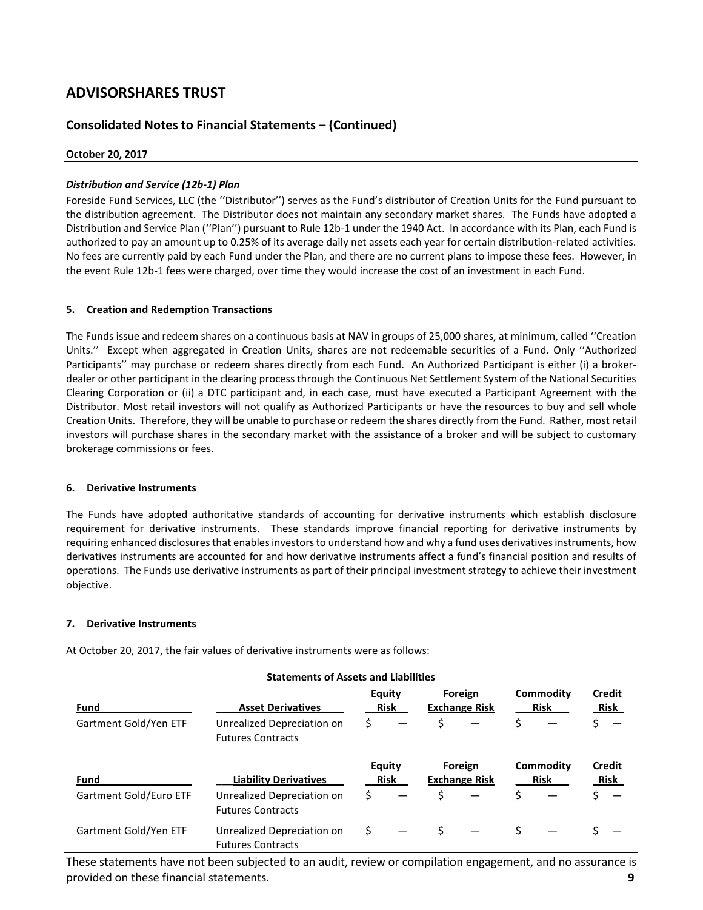# ADVISORSHARES TRUST

## Consolidated Notes to Financial Statements – (Continued)

**October 20, 2017**

***Distribution and Service (12b-1) Plan***

Foreside Fund Services, LLC (the ''Distributor'') serves as the Fund's distributor of Creation Units for the Fund pursuant to the distribution agreement. The Distributor does not maintain any secondary market shares. The Funds have adopted a Distribution and Service Plan (''Plan'') pursuant to Rule 12b-1 under the 1940 Act. In accordance with its Plan, each Fund is authorized to pay an amount up to 0.25% of its average daily net assets each year for certain distribution-related activities. No fees are currently paid by each Fund under the Plan, and there are no current plans to impose these fees. However, in the event Rule 12b-1 fees were charged, over time they would increase the cost of an investment in each Fund.

### 5. Creation and Redemption Transactions

The Funds issue and redeem shares on a continuous basis at NAV in groups of 25,000 shares, at minimum, called ''Creation Units.'' Except when aggregated in Creation Units, shares are not redeemable securities of a Fund. Only ''Authorized Participants'' may purchase or redeem shares directly from each Fund. An Authorized Participant is either (i) a broker-dealer or other participant in the clearing process through the Continuous Net Settlement System of the National Securities Clearing Corporation or (ii) a DTC participant and, in each case, must have executed a Participant Agreement with the Distributor. Most retail investors will not qualify as Authorized Participants or have the resources to buy and sell whole Creation Units. Therefore, they will be unable to purchase or redeem the shares directly from the Fund. Rather, most retail investors will purchase shares in the secondary market with the assistance of a broker and will be subject to customary brokerage commissions or fees.

### 6. Derivative Instruments

The Funds have adopted authoritative standards of accounting for derivative instruments which establish disclosure requirement for derivative instruments. These standards improve financial reporting for derivative instruments by requiring enhanced disclosures that enables investors to understand how and why a fund uses derivatives instruments, how derivatives instruments are accounted for and how derivative instruments affect a fund's financial position and results of operations. The Funds use derivative instruments as part of their principal investment strategy to achieve their investment objective.

### 7. Derivative Instruments

At October 20, 2017, the fair values of derivative instruments were as follows:

**Statements of Assets and Liabilities**

| Fund | Asset Derivatives | Equity Risk | Foreign Exchange Risk | Commodity Risk | Credit Risk |
|---|---|---|---|---|---|
| Gartment Gold/Yen ETF | Unrealized Depreciation on Futures Contracts | $ — | $ — | $ — | $ — |

| Fund | Liability Derivatives | Equity Risk | Foreign Exchange Risk | Commodity Risk | Credit Risk |
|---|---|---|---|---|---|
| Gartment Gold/Euro ETF | Unrealized Depreciation on Futures Contracts | $ — | $ — | $ — | $ — |
| Gartment Gold/Yen ETF | Unrealized Depreciation on Futures Contracts | $ — | $ — | $ — | $ — |

These statements have not been subjected to an audit, review or compilation engagement, and no assurance is provided on these financial statements.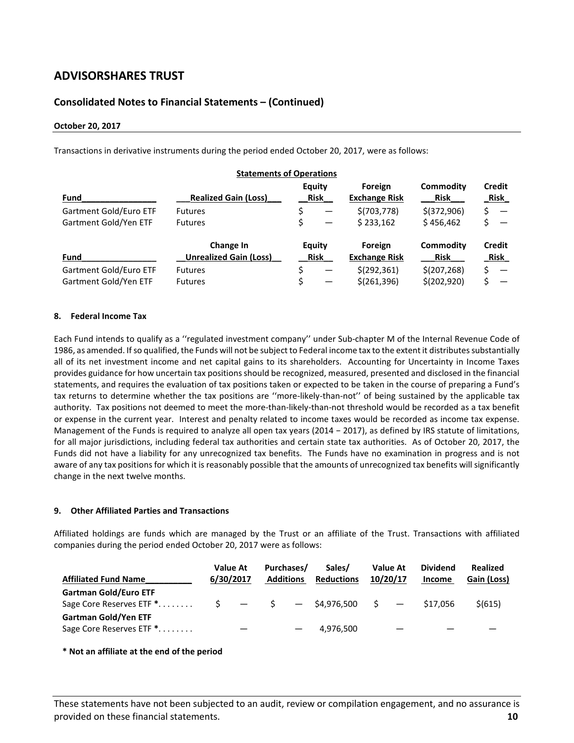## ADVISORSHARES TRUST

### Consolidated Notes to Financial Statements – (Continued)

**October 20, 2017**

Transactions in derivative instruments during the period ended October 20, 2017, were as follows:

**Statements of Operations**

| Fund | Realized Gain (Loss) | Equity Risk | Foreign Exchange Risk | Commodity Risk | Credit Risk |
|---|---|---|---|---|---|
| Gartment Gold/Euro ETF | Futures | $ — | $(703,778) | $(372,906) | $ — |
| Gartment Gold/Yen ETF | Futures | $ — | $ 233,162 | $ 456,462 | $ — |

| Fund | Change In Unrealized Gain (Loss) | Equity Risk | Foreign Exchange Risk | Commodity Risk | Credit Risk |
|---|---|---|---|---|---|
| Gartment Gold/Euro ETF | Futures | $ — | $(292,361) | $(207,268) | $ — |
| Gartment Gold/Yen ETF | Futures | $ — | $(261,396) | $(202,920) | $ — |

#### 8. Federal Income Tax

Each Fund intends to qualify as a ''regulated investment company'' under Sub-chapter M of the Internal Revenue Code of 1986, as amended. If so qualified, the Funds will not be subject to Federal income tax to the extent it distributes substantially all of its net investment income and net capital gains to its shareholders. Accounting for Uncertainty in Income Taxes provides guidance for how uncertain tax positions should be recognized, measured, presented and disclosed in the financial statements, and requires the evaluation of tax positions taken or expected to be taken in the course of preparing a Fund's tax returns to determine whether the tax positions are ''more-likely-than-not'' of being sustained by the applicable tax authority. Tax positions not deemed to meet the more-than-likely-than-not threshold would be recorded as a tax benefit or expense in the current year. Interest and penalty related to income taxes would be recorded as income tax expense. Management of the Funds is required to analyze all open tax years (2014 − 2017), as defined by IRS statute of limitations, for all major jurisdictions, including federal tax authorities and certain state tax authorities. As of October 20, 2017, the Funds did not have a liability for any unrecognized tax benefits. The Funds have no examination in progress and is not aware of any tax positions for which it is reasonably possible that the amounts of unrecognized tax benefits will significantly change in the next twelve months.

#### 9. Other Affiliated Parties and Transactions

Affiliated holdings are funds which are managed by the Trust or an affiliate of the Trust. Transactions with affiliated companies during the period ended October 20, 2017 were as follows:

| Affiliated Fund Name | Value At 6/30/2017 | Purchases/ Additions | Sales/ Reductions | Value At 10/20/17 | Dividend Income | Realized Gain (Loss) |
|---|---|---|---|---|---|---|
| **Gartman Gold/Euro ETF** | | | | | | |
| Sage Core Reserves ETF *. . . . . . . . | $ — | $ — | $4,976,500 | $ — | $17,056 | $(615) |
| **Gartman Gold/Yen ETF** | | | | | | |
| Sage Core Reserves ETF *. . . . . . . . | — | — | 4,976,500 | — | — | — |

**\* Not an affiliate at the end of the period**

These statements have not been subjected to an audit, review or compilation engagement, and no assurance is provided on these financial statements.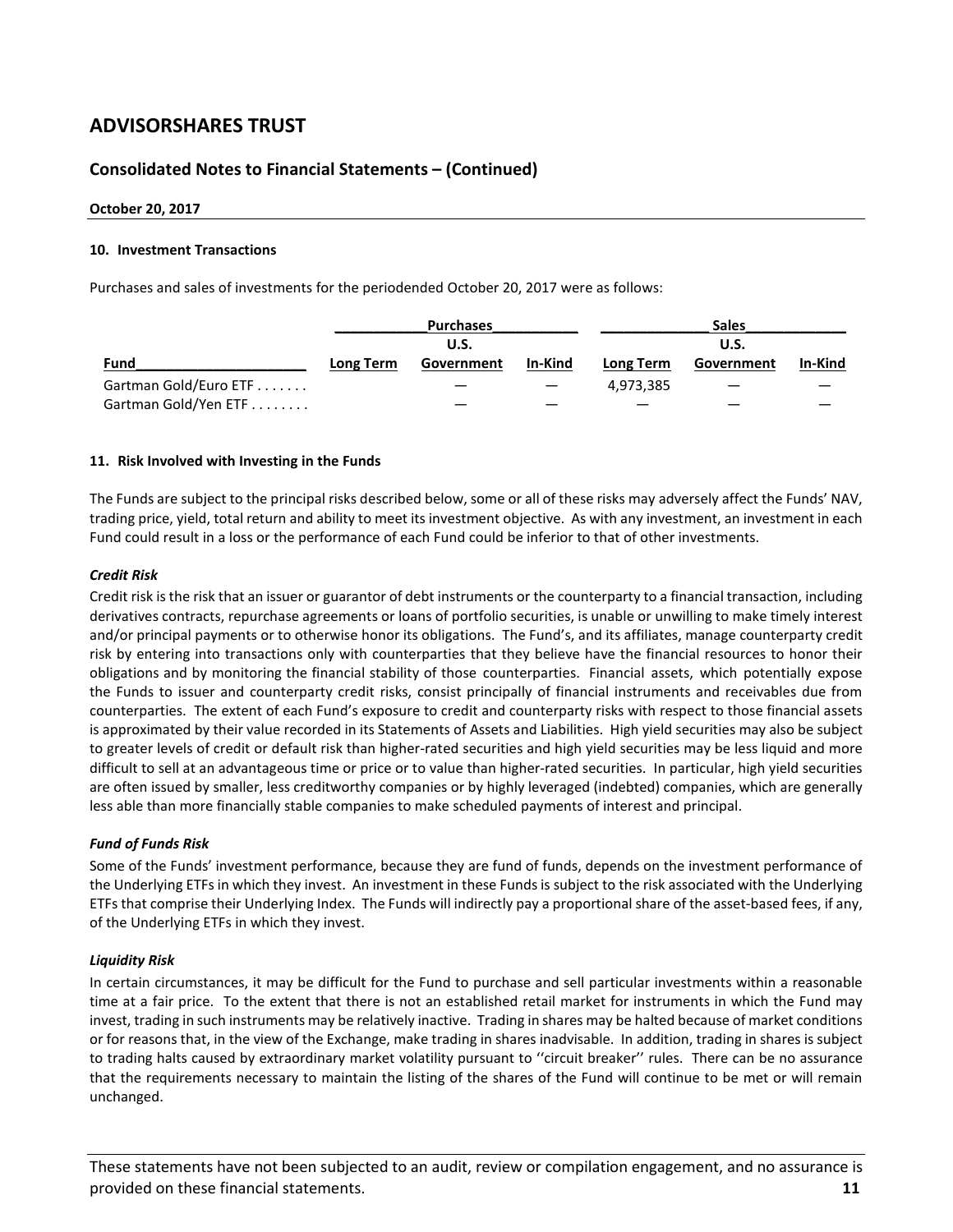# ADVISORSHARES TRUST

## Consolidated Notes to Financial Statements – (Continued)

**October 20, 2017**

#### 10. Investment Transactions

Purchases and sales of investments for the periodended October 20, 2017 were as follows:

| | Purchases | | | Sales | | |
|---|---|---|---|---|---|---|
| **Fund** | **Long Term** | **U.S. Government** | **In-Kind** | **Long Term** | **U.S. Government** | **In-Kind** |
| Gartman Gold/Euro ETF . . . . . . . | | — | — | 4,973,385 | — | — |
| Gartman Gold/Yen ETF . . . . . . . . | | — | — | — | — | — |

#### 11. Risk Involved with Investing in the Funds

The Funds are subject to the principal risks described below, some or all of these risks may adversely affect the Funds' NAV, trading price, yield, total return and ability to meet its investment objective. As with any investment, an investment in each Fund could result in a loss or the performance of each Fund could be inferior to that of other investments.

***Credit Risk***

Credit risk is the risk that an issuer or guarantor of debt instruments or the counterparty to a financial transaction, including derivatives contracts, repurchase agreements or loans of portfolio securities, is unable or unwilling to make timely interest and/or principal payments or to otherwise honor its obligations. The Fund's, and its affiliates, manage counterparty credit risk by entering into transactions only with counterparties that they believe have the financial resources to honor their obligations and by monitoring the financial stability of those counterparties. Financial assets, which potentially expose the Funds to issuer and counterparty credit risks, consist principally of financial instruments and receivables due from counterparties. The extent of each Fund's exposure to credit and counterparty risks with respect to those financial assets is approximated by their value recorded in its Statements of Assets and Liabilities. High yield securities may also be subject to greater levels of credit or default risk than higher-rated securities and high yield securities may be less liquid and more difficult to sell at an advantageous time or price or to value than higher-rated securities. In particular, high yield securities are often issued by smaller, less creditworthy companies or by highly leveraged (indebted) companies, which are generally less able than more financially stable companies to make scheduled payments of interest and principal.

***Fund of Funds Risk***

Some of the Funds' investment performance, because they are fund of funds, depends on the investment performance of the Underlying ETFs in which they invest. An investment in these Funds is subject to the risk associated with the Underlying ETFs that comprise their Underlying Index. The Funds will indirectly pay a proportional share of the asset-based fees, if any, of the Underlying ETFs in which they invest.

***Liquidity Risk***

In certain circumstances, it may be difficult for the Fund to purchase and sell particular investments within a reasonable time at a fair price. To the extent that there is not an established retail market for instruments in which the Fund may invest, trading in such instruments may be relatively inactive. Trading in shares may be halted because of market conditions or for reasons that, in the view of the Exchange, make trading in shares inadvisable. In addition, trading in shares is subject to trading halts caused by extraordinary market volatility pursuant to ''circuit breaker'' rules. There can be no assurance that the requirements necessary to maintain the listing of the shares of the Fund will continue to be met or will remain unchanged.

These statements have not been subjected to an audit, review or compilation engagement, and no assurance is provided on these financial statements.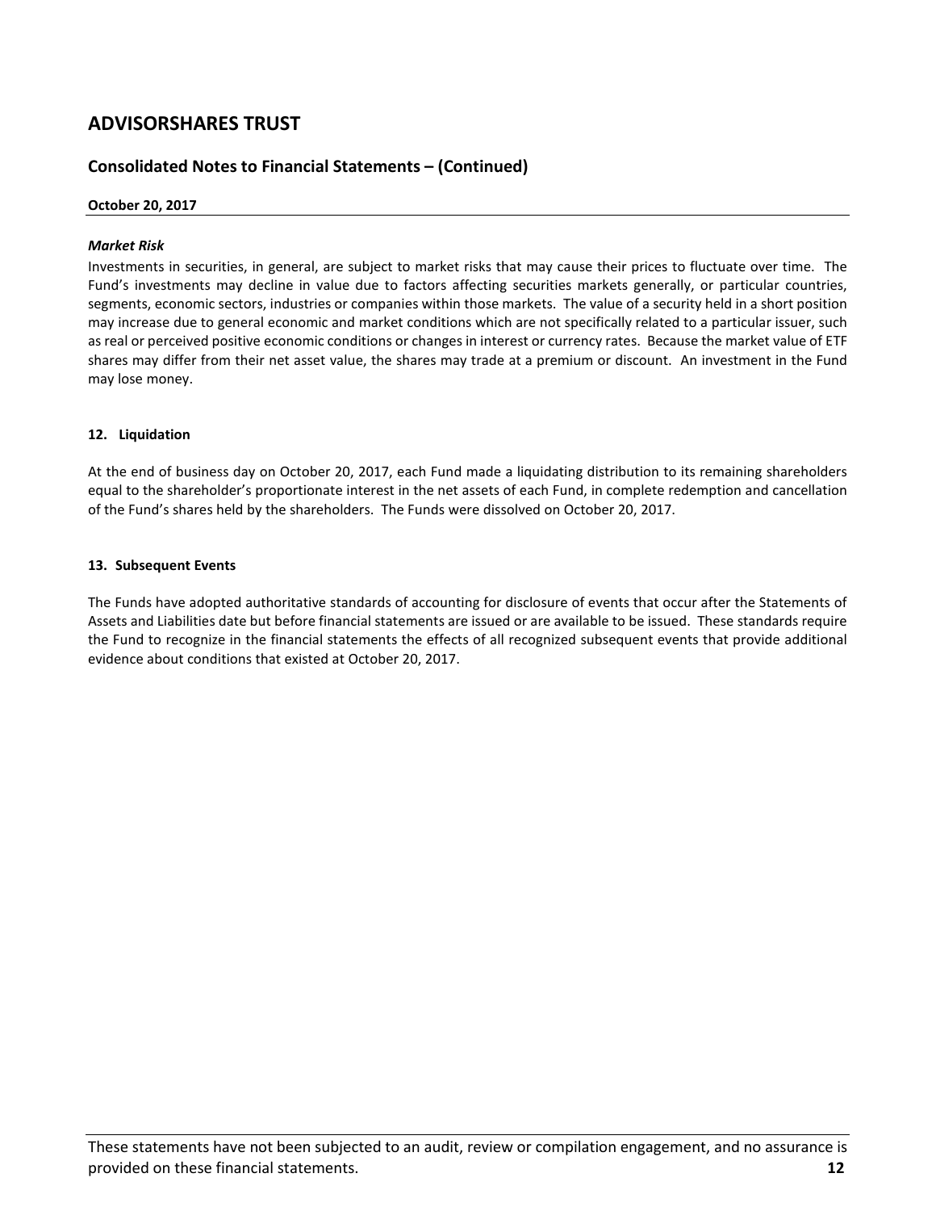***Market Risk***

Investments in securities, in general, are subject to market risks that may cause their prices to fluctuate over time. The Fund's investments may decline in value due to factors affecting securities markets generally, or particular countries, segments, economic sectors, industries or companies within those markets. The value of a security held in a short position may increase due to general economic and market conditions which are not specifically related to a particular issuer, such as real or perceived positive economic conditions or changes in interest or currency rates. Because the market value of ETF shares may differ from their net asset value, the shares may trade at a premium or discount. An investment in the Fund may lose money.

**12. Liquidation**

At the end of business day on October 20, 2017, each Fund made a liquidating distribution to its remaining shareholders equal to the shareholder's proportionate interest in the net assets of each Fund, in complete redemption and cancellation of the Fund's shares held by the shareholders. The Funds were dissolved on October 20, 2017.

**13. Subsequent Events**

The Funds have adopted authoritative standards of accounting for disclosure of events that occur after the Statements of Assets and Liabilities date but before financial statements are issued or are available to be issued. These standards require the Fund to recognize in the financial statements the effects of all recognized subsequent events that provide additional evidence about conditions that existed at October 20, 2017.